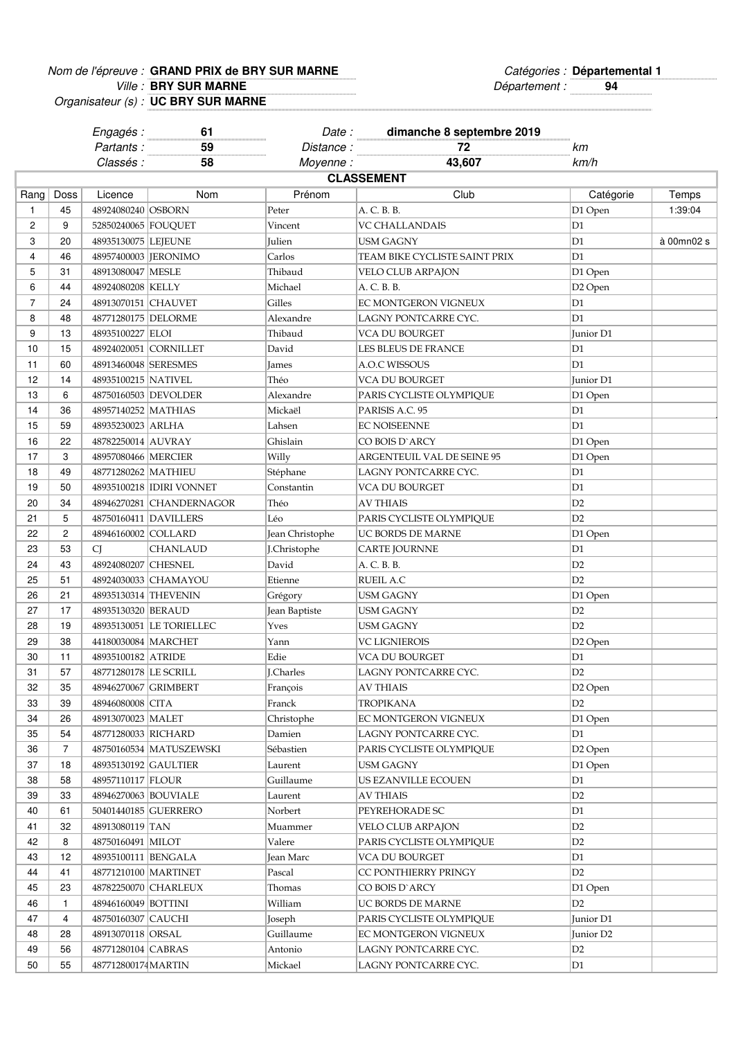Nom de l'épreuve : **GRAND PRIX de BRY SUR MARNE**
Ville : **BRY SUR MARNE**
Organisateur (s) : **UC BRY SUR MARNE**

Catégories : **Départemental 1**
Département : **94**

Engagés : **61**
Partants : **59**
Classés : **58**

Date : **dimanche 8 septembre 2019**
Distance : **72** km
Moyenne : **43,607** km/h

## CLASSEMENT

| Rang | Doss | Licence | Nom | Prénom | Club | Catégorie | Temps |
|---|---|---|---|---|---|---|---|
| 1 | 45 | 48924080240 | OSBORN | Peter | A. C. B. B. | D1 Open | 1:39:04 |
| 2 | 9 | 52850240065 | FOUQUET | Vincent | VC CHALLANDAIS | D1 | |
| 3 | 20 | 48935130075 | LEJEUNE | Julien | USM GAGNY | D1 | à 00mn02 s |
| 4 | 46 | 48957400003 | JERONIMO | Carlos | TEAM BIKE CYCLISTE SAINT PRIX | D1 | |
| 5 | 31 | 48913080047 | MESLE | Thibaud | VELO CLUB ARPAJON | D1 Open | |
| 6 | 44 | 48924080208 | KELLY | Michael | A. C. B. B. | D2 Open | |
| 7 | 24 | 48913070151 | CHAUVET | Gilles | EC MONTGERON VIGNEUX | D1 | |
| 8 | 48 | 48771280175 | DELORME | Alexandre | LAGNY PONTCARRE CYC. | D1 | |
| 9 | 13 | 48935100227 | ELOI | Thibaud | VCA DU BOURGET | Junior D1 | |
| 10 | 15 | 48924020051 | CORNILLET | David | LES BLEUS DE FRANCE | D1 | |
| 11 | 60 | 48913460048 | SERESMES | James | A.O.C WISSOUS | D1 | |
| 12 | 14 | 48935100215 | NATIVEL | Théo | VCA DU BOURGET | Junior D1 | |
| 13 | 6 | 48750160503 | DEVOLDER | Alexandre | PARIS CYCLISTE OLYMPIQUE | D1 Open | |
| 14 | 36 | 48957140252 | MATHIAS | Mickaël | PARISIS A.C. 95 | D1 | |
| 15 | 59 | 48935230023 | ARLHA | Lahsen | EC NOISEENNE | D1 | |
| 16 | 22 | 48782250014 | AUVRAY | Ghislain | CO BOIS D`ARCY | D1 Open | |
| 17 | 3 | 48957080466 | MERCIER | Willy | ARGENTEUIL VAL DE SEINE 95 | D1 Open | |
| 18 | 49 | 48771280262 | MATHIEU | Stéphane | LAGNY PONTCARRE CYC. | D1 | |
| 19 | 50 | 48935100218 | IDIRI VONNET | Constantin | VCA DU BOURGET | D1 | |
| 20 | 34 | 48946270281 | CHANDERNAGOR | Théo | AV THIAIS | D2 | |
| 21 | 5 | 48750160411 | DAVILLERS | Léo | PARIS CYCLISTE OLYMPIQUE | D2 | |
| 22 | 2 | 48946160002 | COLLARD | Jean Christophe | UC BORDS DE MARNE | D1 Open | |
| 23 | 53 | CJ | CHANLAUD | J.Christophe | CARTE JOURNNE | D1 | |
| 24 | 43 | 48924080207 | CHESNEL | David | A. C. B. B. | D2 | |
| 25 | 51 | 48924030033 | CHAMAYOU | Etienne | RUEIL A.C | D2 | |
| 26 | 21 | 48935130314 | THEVENIN | Grégory | USM GAGNY | D1 Open | |
| 27 | 17 | 48935130320 | BERAUD | Jean Baptiste | USM GAGNY | D2 | |
| 28 | 19 | 48935130051 | LE TORIELLEC | Yves | USM GAGNY | D2 | |
| 29 | 38 | 44180030084 | MARCHET | Yann | VC LIGNIEROIS | D2 Open | |
| 30 | 11 | 48935100182 | ATRIDE | Edie | VCA DU BOURGET | D1 | |
| 31 | 57 | 48771280178 | LE SCRILL | J.Charles | LAGNY PONTCARRE CYC. | D2 | |
| 32 | 35 | 48946270067 | GRIMBERT | François | AV THIAIS | D2 Open | |
| 33 | 39 | 48946080008 | CITA | Franck | TROPIKANA | D2 | |
| 34 | 26 | 48913070023 | MALET | Christophe | EC MONTGERON VIGNEUX | D1 Open | |
| 35 | 54 | 48771280033 | RICHARD | Damien | LAGNY PONTCARRE CYC. | D1 | |
| 36 | 7 | 48750160534 | MATUSZEWSKI | Sébastien | PARIS CYCLISTE OLYMPIQUE | D2 Open | |
| 37 | 18 | 48935130192 | GAULTIER | Laurent | USM GAGNY | D1 Open | |
| 38 | 58 | 48957110117 | FLOUR | Guillaume | US EZANVILLE ECOUEN | D1 | |
| 39 | 33 | 48946270063 | BOUVIALE | Laurent | AV THIAIS | D2 | |
| 40 | 61 | 50401440185 | GUERRERO | Norbert | PEYREHORADE SC | D1 | |
| 41 | 32 | 48913080119 | TAN | Muammer | VELO CLUB ARPAJON | D2 | |
| 42 | 8 | 48750160491 | MILOT | Valere | PARIS CYCLISTE OLYMPIQUE | D2 | |
| 43 | 12 | 48935100111 | BENGALA | Jean Marc | VCA DU BOURGET | D1 | |
| 44 | 41 | 48771210100 | MARTINET | Pascal | CC PONTHIERRY PRINGY | D2 | |
| 45 | 23 | 48782250070 | CHARLEUX | Thomas | CO BOIS D`ARCY | D1 Open | |
| 46 | 1 | 48946160049 | BOTTINI | William | UC BORDS DE MARNE | D2 | |
| 47 | 4 | 48750160307 | CAUCHI | Joseph | PARIS CYCLISTE OLYMPIQUE | Junior D1 | |
| 48 | 28 | 48913070118 | ORSAL | Guillaume | EC MONTGERON VIGNEUX | Junior D2 | |
| 49 | 56 | 48771280104 | CABRAS | Antonio | LAGNY PONTCARRE CYC. | D2 | |
| 50 | 55 | 487712800174 | MARTIN | Mickael | LAGNY PONTCARRE CYC. | D1 | |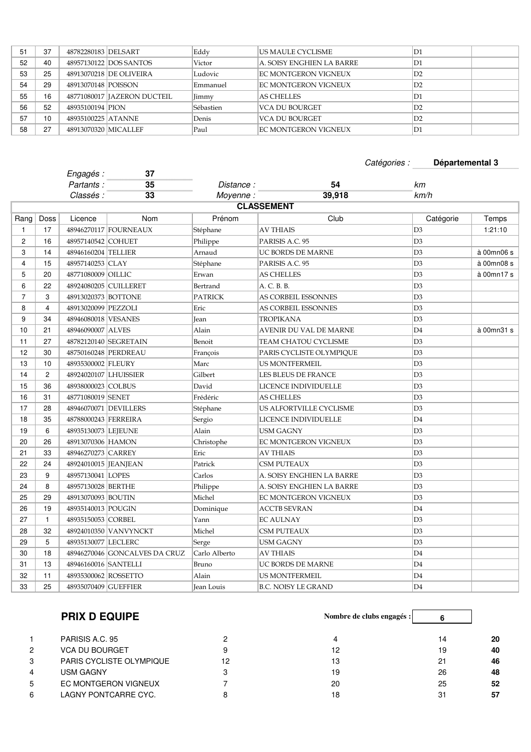| | | | | | | | |
|---|---|---|---|---|---|---|---|
| 51 | 37 | 48782280183 | DELSART | Eddy | US MAULE CYCLISME | D1 | |
| 52 | 40 | 48957130122 | DOS SANTOS | Victor | A. SOISY ENGHIEN LA BARRE | D1 | |
| 53 | 25 | 48913070218 | DE OLIVEIRA | Ludovic | EC MONTGERON VIGNEUX | D2 | |
| 54 | 29 | 48913070148 | POISSON | Emmanuel | EC MONTGERON VIGNEUX | D2 | |
| 55 | 16 | 48771080017 | JAZERON DUCTEIL | Jimmy | AS CHELLES | D1 | |
| 56 | 52 | 48935100194 | PION | Sébastien | VCA DU BOURGET | D2 | |
| 57 | 10 | 48935100225 | ATANNE | Denis | VCA DU BOURGET | D2 | |
| 58 | 27 | 48913070320 | MICALLEF | Paul | EC MONTGERON VIGNEUX | D1 | |

*Catégories :* **Départemental 3**

*Engagés :* **37**
*Partants :* **35** *Distance :* **54** *km*
*Classés :* **33** *Moyenne :* **39,918** *km/h*

**CLASSEMENT**

| Rang | Doss | Licence | Nom | Prénom | Club | Catégorie | Temps |
|---|---|---|---|---|---|---|---|
| 1 | 17 | 48946270117 | FOURNEAUX | Stéphane | AV THIAIS | D3 | 1:21:10 |
| 2 | 16 | 48957140542 | COHUET | Philippe | PARISIS A.C. 95 | D3 | |
| 3 | 14 | 48946160204 | TELLIER | Arnaud | UC BORDS DE MARNE | D3 | à 00mn06 s |
| 4 | 15 | 48957140253 | CLAY | Stéphane | PARISIS A.C. 95 | D3 | à 00mn08 s |
| 5 | 20 | 48771080009 | OILLIC | Erwan | AS CHELLES | D3 | à 00mn17 s |
| 6 | 22 | 48924080205 | CUILLERET | Bertrand | A. C. B. B. | D3 | |
| 7 | 3 | 48913020373 | BOTTONE | PATRICK | AS CORBEIL ESSONNES | D3 | |
| 8 | 4 | 48913020099 | PEZZOLI | Eric | AS CORBEIL ESSONNES | D3 | |
| 9 | 34 | 48946080018 | VESANES | Jean | TROPIKANA | D3 | |
| 10 | 21 | 48946090007 | ALVES | Alain | AVENIR DU VAL DE MARNE | D4 | à 00mn31 s |
| 11 | 27 | 48782120140 | SEGRETAIN | Benoit | TEAM CHATOU CYCLISME | D3 | |
| 12 | 30 | 48750160248 | PERDREAU | François | PARIS CYCLISTE OLYMPIQUE | D3 | |
| 13 | 10 | 48935300002 | FLEURY | Marc | US MONTFERMEIL | D3 | |
| 14 | 2 | 48924020107 | LHUISSIER | Gilbert | LES BLEUS DE FRANCE | D3 | |
| 15 | 36 | 48938000023 | COLBUS | David | LICENCE INDIVIDUELLE | D3 | |
| 16 | 31 | 48771080019 | SENET | Frédéric | AS CHELLES | D3 | |
| 17 | 28 | 48946070071 | DEVILLERS | Stéphane | US ALFORTVILLE CYCLISME | D3 | |
| 18 | 35 | 48788000243 | FERREIRA | Sergio | LICENCE INDIVIDUELLE | D4 | |
| 19 | 6 | 48935130073 | LEJEUNE | Alain | USM GAGNY | D3 | |
| 20 | 26 | 48913070306 | HAMON | Christophe | EC MONTGERON VIGNEUX | D3 | |
| 21 | 33 | 48946270273 | CARREY | Eric | AV THIAIS | D3 | |
| 22 | 24 | 48924010015 | JEANJEAN | Patrick | CSM PUTEAUX | D3 | |
| 23 | 9 | 48957130041 | LOPES | Carlos | A. SOISY ENGHIEN LA BARRE | D3 | |
| 24 | 8 | 48957130028 | BERTHE | Philippe | A. SOISY ENGHIEN LA BARRE | D3 | |
| 25 | 29 | 48913070093 | BOUTIN | Michel | EC MONTGERON VIGNEUX | D3 | |
| 26 | 19 | 48935140013 | POUGIN | Dominique | ACCTB SEVRAN | D4 | |
| 27 | 1 | 48935150053 | CORBEL | Yann | EC AULNAY | D3 | |
| 28 | 32 | 48924010350 | VANVYNCKT | Michel | CSM PUTEAUX | D3 | |
| 29 | 5 | 48935130077 | LECLERC | Serge | USM GAGNY | D3 | |
| 30 | 18 | 48946270046 | GONCALVES DA CRUZ | Carlo Alberto | AV THIAIS | D4 | |
| 31 | 13 | 48946160016 | SANTELLI | Bruno | UC BORDS DE MARNE | D4 | |
| 32 | 11 | 48935300062 | ROSSETTO | Alain | US MONTFERMEIL | D4 | |
| 33 | 25 | 48935070409 | GUEFFIER | Jean Louis | B.C. NOISY LE GRAND | D4 | |

## PRIX D EQUIPE

**Nombre de clubs engagés :** 6

| | | | | | |
|---|---|---|---|---|---|
| 1 | PARISIS A.C. 95 | 2 | 4 | 14 | **20** |
| 2 | VCA DU BOURGET | 9 | 12 | 19 | **40** |
| 3 | PARIS CYCLISTE OLYMPIQUE | 12 | 13 | 21 | **46** |
| 4 | USM GAGNY | 3 | 19 | 26 | **48** |
| 5 | EC MONTGERON VIGNEUX | 7 | 20 | 25 | **52** |
| 6 | LAGNY PONTCARRE CYC. | 8 | 18 | 31 | **57** |